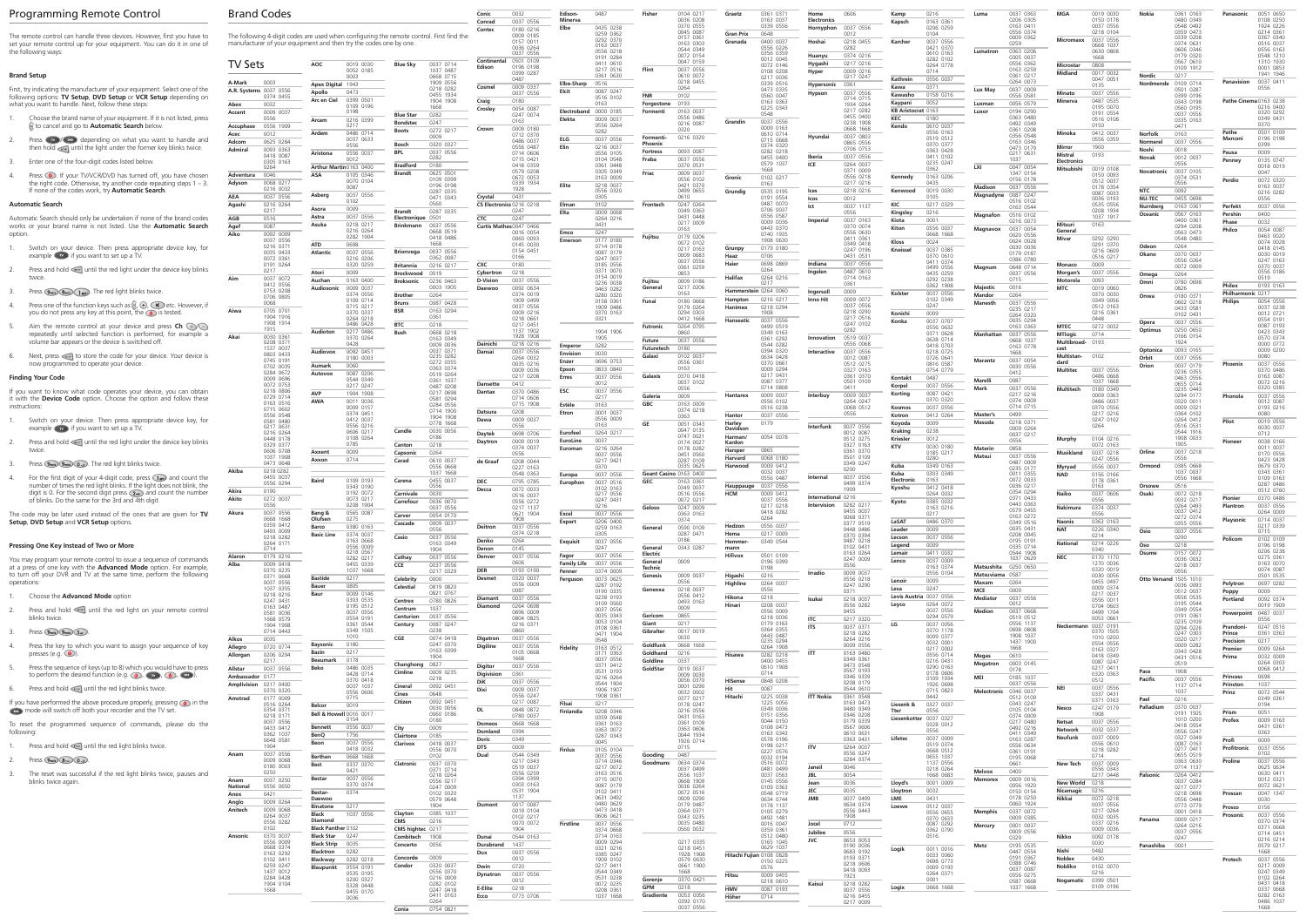# Programming Remote Control

The remote control can handle three devices. However, first you have to set your remote control up for your equipment. You can do it in one of the following ways:

### Brand Setup

First, try indicating the manufacturer of your equipment. Select one of the following options: **TV Setup**, **DVD Setup** or **VCR Setup** depending on what you want to handle. Next, follow these steps:

1. Choose the brand name of your equipment. If it is not listed, press the cancel key and go to **Automatic Search** below.
2. Press the TV or DVD key depending on what you want to handle and then hold the setup key until the light under the former key blinks twice.
3. Enter one of the four-digit codes listed below.
4. Press the power key. If your TV/VCR/DVD has turned off, you have chosen the right code. Otherwise, try another code repeating steps 1 – 3. If none of the codes work, try **Automatic Search**.

### Automatic Search

Automatic Search should only be undertaken if none of the brand codes works or your brand name is not listed. Use the **Automatic Search** option.

1. Switch on your device. Then press appropriate device key, for example TV if you want to set up a TV.
2. Press and hold the setup key until the red light under the device key blinks twice.
3. Press 9, 9, 1. The red light blinks twice.
4. Press one of the function keys such as the power, mute, play keys etc. However, if you do not press any key at this point, the power key is tested.
5. Aim the remote control at your device and press **Ch** repeatedly until selected function is performed, for example a volume bar appears or the device is switched off.
6. Next, press the setup key to store the code for your device. Your device is now programmed to operate your device.

### Finding Your Code

If you want to know what code operates your device, you can obtain it with the **Device Code** option. Choose the option and follow these instructions:

1. Switch on your device. Then press appropriate device key, for example TV if you want to set up a TV.
2. Press and hold the setup key until the red light under the device key blinks twice.
3. Press 9, 9, 0. The red light blinks twice.
4. For the first digit of your 4-digit code, press 1 and count the number of times the red light blinks. If the light does not blink, the digit is 0. For the second digit press 2 and count the number of blinks. Do the same for the 3rd and 4th digit.

The code may be later used instead of the ones that are given for **TV Setup**, **DVD Setup** and **VCR Setup** options.

### Pressing One Key Instead of Two or More

You may program your remote control to issue a sequence of commands at a press of one key with the **Advanced Mode** option. For example, to turn off your DVD and TV at the same time, perform the following operations:

1. Choose the **Advanced Mode** option
2. Press and hold the setup key until the red light on your remote control blinks twice.
3. Press 9, 9, 5.
4. Press the key to which you want to assign your sequence of key presses (e.g. the power key).
5. Press the sequence of keys (up to 8) which you would have to press to perform the desired function (e.g. DVD, power, TV, power).
6. Press and hold the setup key until the red light blinks twice.

If you have performed the above procedure properly, pressing a power key in this mode will switch off both your recorder and the TV set.

To reset the programmed sequence of commands, please do the following:

1. Press and hold the setup key until the red light blinks twice.
2. Press 9, 9, 4.
3. The reset was successful if the red light blinks twice, pauses and blinks twice again.

# Brand Codes

The following 4-digit codes are used when configuring the remote control. First find the manufacturer of your equipment and then try the codes one by one.

## TV Sets

- **A-Mark** 0003
- **A.R. Systems** 0037 0556 0374 0455
- **Abex** 0032
- **Accent** 0009 0037 0556
- **Accuphase** 0556 1909
- **Acec** 0012
- **Adcom** 0625 0284
- **Admiral** 0093 0363 0418 0087 0305 0163 0264
- **Adventura** 0046
- **Adyson** 0068 0217 0216 0032
- **AEA** 0037 0556
- **Agashi** 0216 0264 0217
- **Agazi** 0264
- **Agef** 0087
- **Aiko** 0092 0009 0037 0556 0216 0371 0035 0433 0032 0361 0191 0264 0217
- **Aim** 0037 0072 0412 0556 0753 0208 0706 0805 0068
- **Aiwa** 0705 0701 1904 1916 1908 1914 1915
- **Akai** 0030 0361 0208 0371 1537 0037 0803 0433 0745 0191 0702 0035 0284 0072 0009 0696 0072 0753 0218 0806 0714 0219 0163 0516 0715 0602 0556 0548 0581 0480 0217 0631 0216 0264 0448 0178 0329 0377 0606 0708 1037 1908 0473 0648
- **Akiba** 0218 0282 0455 0037 0556 0294
- **Akira** 0190
- **Akito** 0072 0037 0556
- **Akura** 0037 0556 0668 1668 0359 0412 0493 0009 0218 0282 0264 0171 0707
- **Alaron** 0179 0216
- **Alba** 0009 0418 0370 0235 0371 0668 0037 0556 1037 0355 0218 0216 0247 0431 0163 0487 0581 0036 1668 0579 1904 1908 0714 0443
- **Alkos** 0035
- **Allegro** 0720 0774
- **Allorgan** 0206 0294 0217
- **Allstar** 0037 0556
- **Ambassador** 0177
- **Amplivision** 0217 0400 0370 0320
- **Amstrad** 0177 0009 0516 0264 0354 0371 0218 0171 0037 0556 0433 0412 0362 1037 0648 0581 1904
- **Anam** 0037 0556 0009 0068 0180 0003 0250
- **Anam National** 0255 0250 0556 0650
- **Anex** 0421
- **Anglo** 0009 0264
- **Anitech** 0009 0068 0264 0037 0556 0282 0102
- **Ansonic** 0370 0037 0556 0009 0668 0374 0163 0292 0102 0411 0259 0247 1437 0012 0284 0428 1904 0104 1668
- **AOC** 0019 0030 0052 0185 0003
- **Apex Digital** 1943
- **Apollo** 0473
- **Arc en Ciel** 0399 0501 0109 0196 0198
- **Arcam** 0216 0399 0217
- **Ardem** 0486 0714 0037 0633 0556
- **Aristona** 0556 0037 0012
- **Arthur Martin** 0163 0400
- **ASA** 0105 0346 0070 0104 0198 0087 0335
- **Asberg** 0037 0556 0102
- **Asora** 0009
- **Astra** 0037 0556
- **Asuka** 0218 0217 0216 0264 0282 1904
- **ATD** 0698
- **Atlantic** 0037 0556 0216 0206 0320 0259
- **Atori** 0009
- **Auchan** 0163 0400
- **Audiosonic** 0009 0037 0374 0556 0109 0714 0217 0370 0433 0337 0264 0218 0486 0428
- **Audioton** 0217 0486 0370 0264 0428
- **Audiovox** 0092 0451 0180 0003
- **Aumark** 0060
- **Autovox** 0087 0206 0544 0349 0217 0247
- **AVP** 1904 1908
- **AWA** 0011 0036 0009 0157 0374 0451 0412 0037 0556 0216 0606 0217 0108 0264 0785
- **Axxent** 0009
- **Axxon** 0714
- **Baird** 0109 0193 0343 0190 0192 0072 0073 0217 0208 1904
- **Bang & Olufsen** 0565 0087 0275
- **Barco** 0380 0163
- **Basic Line** 0374 0037 0163 0668 0556 0009 0218 0567 0282 0217 0455 0339 1037 1668
- **Bastide** 0217
- **Bauer** 0805
- **Baur** 0009 0146 0303 0535 0195 0512 0037 0556 0554 0191 0361 0544 0349 1505 1010
- **Baysonic** 0180
- **Bazin** 0217
- **Beaumark** 0178
- **Beko** 0486 0035 0428 0714 0370 0418 0037 0337 0556 0606 0715
- **Belcor** 0019
- **Bell & Howell** 0016 0017 0154 0180
- **Bennett** 0556 0037
- **BenQ** 1756
- **Beon** 0037 0556 0418 0032
- **Berthen** 0668 1668
- **Best** 0337 0370 0421
- **Bestar** 0037 0556 0370 0374
- **Bestar-Daewoo** 0374
- **Binatone** 0217
- **Black Diamond** 1037 0556
- **Black Panther** 0102
- **Black Star** 0247
- **Black Strip** 0035
- **Blacktron** 0282
- **Blackway** 0282 0218
- **Blaupunkt** 0554 0191 0535 0195 0200 0327 0328 0448 0455 0170 0036
- **Blue Sky** 0037 0714 1037 0487 0668 0715 1909 0556 0218 0282 0455 1934 1904 1908 0487
- **Blue Star** 0282
- **Bondstec** 0247
- **Boots** 0272 0217 0009
- **Bosch** 0320 0327
- **BPL** 0037 0556 0282
- **Bradford** 0180
- **Brandt** 0625 0501 0109 0399 0196 0198 0287 0335 0471 0343 0560
- **Brandt Electronique** 0501
- **Brinkmann** 0037 0556 0668 0519 0418 0486 1668
- **Brionvega** 0037 0556 0362 0087
- **Britannia** 0216 0217
- **Brockwood** 0019
- **Broksonic** 0236 0463 0003 1905
- **Brother** 0264
- **Bruns** 0087 0428
- **BSR** 0163 0294 0361
- **BTC** 0218
- **Bush** 0668 0218 0163 0349 0009 0036 0037 0371 0235 0282 0272 0355 0363 0374 0519 0264 0361 1037 0487 0208 0217 0698 0581 0294 0284 0556 0714 1900 1904 1908 0778 1668
- **Candle** 0030 0056 0186
- **Canton** 0218
- **Capsonic** 0264
- **Carad** 0610 0037 0556 0668 1037 1668
- **Carena** 0455 0037 0556
- **Carnivale** 0030
- **Carrefour** 0036 0070 0037 0556
- **Carver** 0054 0170
- **Cascade** 0009 0037 0556
- **Casio** 0037 0556 0163 0349 1904
- **Cathay** 0037 0556
- **CCE** 0037 0556 0217 0329
- **Celebrity** 0000
- **Celestial** 0819 0820 0821 0767
- **Centrex** 0780 0826
- **Centrum** 1037
- **Centurion** 0037 0556
- **Century** 0087 0247 0238
- **CGE** 0074 0418 0247 0370 0163 0399 1904
- **Changhong** 0827
- **Cimline** 0009 0235 0218
- **Cinex** 0648
- **Citizen** 0092 0451 0030 0056 0060 0186 0180
- **City** 0009
- **Clairtone** 0185
- **Clarivox** 0418 0037 0556 0070 0102
- **Clatronic** 0037 0370 0371 0714 0218 0264 0556 0217 0247 0009 0102 0320 0579 0648 1904
- **Clayton** 0385 1037
- **CMS** 0216
- **CMS hightec** 0217
- **Combitech** 1908
- **Concerto** 0056
- **Concorde** 0009
- **Condor** 0320 0037 0556 0370 0264 0089 0282 0102 0247 0418 0411 0163 0264
- **Conia** 0754 0821
- **Conic** 0032
- **Conrad** 0037 0556
- **Contec** 0180 0216 0009 0185 0157 0011 0036 0264 0037 0556 0487
- **Continental Edison** 0501 0109 0196 0198 0399 0287 0487
- **Cosmel** 0009 0337 0037 0556
- **Craig** 0180
- **Crosley** 0054 0087 0247 0074 0163
- **Crown** 0009 0180 0712 0370 0486 0037 0714 0556 0715 0421 0418 0359 0579 0208 0672 0053 0339 1934 1928
- **Crystal** 0431
- **CS Electronics** 0216 0218 0247
- **CTC** 0247
- **Curtis Mathes** 0047 0466 0016 0054 0060 0093 0145 0030 0154 0451 0166
- **CXC** 0180
- **Cybertron** 0218
- **D-Vision** 0037 0556
- **Daewoo** 0092 0634 0374 0019 1909 0499 0037 0556 0216 0218 0009 0216 0217 0451 1137 1902 1928 1908
- **Dainichi** 0218 0216
- **Dansai** 0037 0556 0264 0032 0035 0216 0009 0208 0217 0208
- **Dansette** 0412
- **Dantax** 0370 0486 0714 0606 0715 1908
- **Datsura** 0208
- **Dawa** 0009 0037 0556
- **Daytek** 0698 0706
- **Daytron** 0009 0019 0374 0037 0556
- **de Graaf** 0208 0044 0227 0163 0548 0363
- **DEC** 0795 0785
- **Decca** 0072 0033 0516 0037 0556 0272 0217 1137 0621 1904 1908
- **Deitron** 0037 0556 0374 0218
- **Denko** 0264
- **Denon** 0145
- **Denver** 0037 0556 0606
- **DER** 0193 0190
- **Desmet** 0320 0037 0556 0009 0087
- **Diamant** 0037 0556
- **Diamond** 0264 0698 0696 0009 0804 0825 0216 0371 0860
- **Digatron** 0037 0556
- **Digiline** 0037 0556 0105 0668 1668
- **Digitor** 0037 0556
- **Digitrex** 0371 0412 0531 0193 0216 0264 0344 0304 1906 1907 1908 0361
- **DiK** 0037 0556 0009 0037 0556 0247 0217 0087
- **DL** 0848 0872 0780 0037 0556
- **Domeos** 0668 1668
- **Domland** 0394
- **Dual** 0544 0349 0217 0343 0519 0037 0556 0259 0394 0359 0303 0163 0531 1904 1137
- **Dumont** 0017 0087 0019 0102 0217 0070 0072 1904
- **Dunai** 0544 0163
- **Durabrand** 1437
- **Dux** 0037 0556 0102
- **Dvin** 0720
- **Dynatron** 0037 0556 0012
- **E-Elite** 0218
- **Ecco** 0773 0706
- **Edison-Minerva** 0487
- **Elbe** 0435 0238 0259 0362 0292 0370 0163 0037 0556 0218 0191 0284 0411 0610 0217 0516 0361 0630
- **Elbe-Sharp** 0516
- **Elcit** 0087 0247 0516 0102 0163
- **Electroband** 0000 0185
- **Elekta** 0009 0037 0556 0264 0282
- **ELG** 0037 0556
- **Elin** 0216 0037 0714 0361 0556 0105 0104 0548 0361 0448 0305 0349 0163 0009 0370 0320 0218 0455 0264 0411
- **Elite** 0218 0037 0556 0320 0305
- **Elman** 0247
- **Elta** 0009 0068 0264 0216 0431
- **Emco** 0247
- **Emerson** 0177 0180 0714 0178 0019 0179 0247 0037 0185 0556 0371 0070 0154 0019 0236 0038 0463 0250 0280 0320 0218 0361 1909 0486 0370 0163 0321 1904 1906 1905
- **Emperor** 0282
- **Envision** 0030
- **Epson** 0833 0840
- **Erres** 0037 0556 0012
- **ESC** 0037 0556 0217
- **Estèle** 0163
- **Etron** 0001 0037 0556 0009 0163
- **Eurofeel** 0264 0217
- **EuroLine** 0037
- **Euroman** 0216 0264 0037 0556 0217 0421 0370
- **Europa** 0037 0556
- **Europhon** 0037 0516 0102 0163 0217 0556 0247 0431 0216
- **Excel** 0037 0556
- **Expert** 0206 0400 0259 0163 0305
- **Exquisit** 0037 0556 0247
- **Fagor** 0037 0556
- **Family Life** 0037 0556
- **Fenner** 0374 0009
- **Ferguson** 0073 0625 0287 0192 0190 0335 0109 0343 0193 0560 0073 0556 0035 0343 0335 0104 0108 0361 0471 1904 0548
- **Fidelity** 0163 0512 0171 0363 0193 0355 0190 0217 0264 0280
- **Filsai** 0217
- **Finlandia** 0208 0346 0359 0548 0361 0163 0555 0072 0287 0343 0445
- **Finlux** 0105 0104 0037 0556 0714 0346 0217 0072 0163 0516 0715 0070 0098 0411 0631 0492 0480 0629 0473 0418 0102 0411 0649 0344 0378 1908
- **Firstline** 0037 0556 0374 0668 0714 0163 0009 0294 0321 0216 0385 0247 1909 0102 1904 0361 0635
- **Fisher** 0104 0217 0036 0208 0370 0555 0045 0087 0157 0361 0163 0303 0544 0349 0072 0154 0047 0159
- **Flint** 0037 0556 0610 0072 0218 0455 0264
- **FNR** 0102
- **Forgestone** 0193
- **Formenti** 0163 0037 0556 0486 0216 0087 0320
- **Formenti-Phoenix** 0216 0320
- **Fortress** 0093 0087
- **Fraba** 0037 0556 0370 0531 0668
- **Friac** 0009 0037 0556 0102 0421 0370 0455 0400 0579 1037 1668
- **Frontech** 0247 0264 0349 0363 0431 0448 0217 0009 0163
- **Fujitsu** 0179 0206 0072 0102 0217 0163 0009 0683 0037 0556 0361 0259 0853
- **Fujitsu General** 0009 0186 0217 0206 0102
- **Funai** 0180 0668 0179 0264 0294 0303 0412 1668
- **Futronic** 0264 0795 0860
- **Futurelech** 0180
- **Galaxi** 0102 0037 0556 0361 0163
- **Galaxis** 0370 0418 0037 0102 0556
- **Galeria** 0009
- **GBC** 0163 0009 0374 0218 0363
- **GE** 0051 0343 0047 0135 0747 0021 0174 0027 0178 0282 0451 0560 0287 0109 0335 0625
- **Geant Casino** 0163 0400
- **GEC** 0163 0361 0349 0037 0516 0556 0217 0072 0247 0431 0216
- **Geloso** 0247 0009 0363 0163 0374
- **General** 0590 0109 0287 0471 0186
- **General Technic** 0343 0287
- **Genesis** 0009 0037 0556
- **Genexxa** 0218 0037 0556 0412 0493 0163 0009
- **Gericom** 0865
- **Giant** 0217
- **Gibralter** 0017 0019 0030
- **Goldfunk** 0668 1668
- **Goldline** 0218
- **GoldStar** 0019 0037 0009 0030 0056 0370 0001 0200 0032 0002 0037 0217 0178 0247 0109 0714 0361 0163 0035 0264 0556 0216 0455 0778 0290 1004 1905 1908
- **Goodmans** 0634 0374 0037 0499 0556 1037 0668 1909 0036 0264 0072 0516 0009 0290 0343 0194 0178 0487 0364 0371 0343 0235 0035 0480 0560 0032
- **Graetz** 0361 0371 0163 0037 0339 0556
- **Gran Prix** 0648
- **Granada** 0400 0037 0556 0226 0356 0359 0012 0105 0343 0070 0166 0072 0108 0217 0036 0339 0226 0473 0335 0560 0047 0163 0363 0104 0264 0226 0343 0548
- **Grandin** 0037 0556 0009 0163 0610 0714 0715 0668 0370 0320 0282 0218 0455 0400 0579 1037 1668
- **Gronic** 0102 0217 0163
- **Grundig** 0535 0195 0191 0554 0487 0070 0706 0037 0556 0587 0009 0036 0443 0370 0740 1935 1908 0630
- **Grunpy** 0179 0180
- **Haaz** 0705
- **Haier** 0698 0869 0264
- **Halifax** 0264 0216 0217
- **Hammerstein** 0264 0060
- **Hampton** 0216 0217
- **Hanimex** 0218 0294 0208
- **Hanseatic** 0037 0556 0499 0519 0349 0163 0361 0544 0282 0394 0320 0634 0428 0370 0087 0009 0294 0217 0431 0087 0377 0714 0808
- **Hantarex** 0009 0037 0264 0247 0668 0512 1668
- **Hantor** 0037 0556
- **Harley Davidson** 0179
- **Harman/Kardon** 0054 0078
- **Harsper** 0865
- **Harvard** 0068 0180
- **Harwood** 0009 0412 0032 0037 0556 0487
- **Hauppauge** 0037 0556
- **HCM** 0009 0412 0037 0556 0217 0218 0418 0282 0264
- **Hedzon** 0556 0037
- **Hema** 0217 0009
- **Hemmermann** 0349 0544
- **Hifivox** 0501 0109 0196 0399 0198
- **Higashi** 0216
- **Highline** 0264 0037 0556
- **Hikona** 0218
- **Hinari** 0208 0037 0556 0009 0218 0036 0179 0163 0364 0355 0443 0487 0323 0294 0264 1908
- **Hisawa** 0282 0218 0400 0455 0019 1908 0714
- **HiSense** 0848 0208
- **Hit** 0087
- **Hitachi** 0225 0038 1123 0356 0349 0036 0151 0356 0044 0150 0108 0473 0163 0578 0196 0198 0217 0227 0576 0032 0194 0516 0072 0481 0499 0037 0563 0163 0555 0109 0363 0548 0719 0634 0344 0178 1137 0105 0279 0492 1481 0016 0047 0359 0361 0580 0361 0648 1008 0556 0016 0480
- **Hitachi Fujian** 0108 0578
- **Hitsu** 0009 0455 0218 0610
- **HMV** 0087 0193
- **Höher** 0714
- **Home Electronics** 0606
- **Hornyphon** 0037 0556 0012
- **Hoshai** 0218 0455 0282
- **Huanyu** 0374 0216
- **Hygashi** 0217 0216
- **Hyper** 0009 0216 0217 0247
- **Hypersonic** 0361
- **Hypson** 0037 0556 0714 0715 1034 0264 0217 0282 0455 0218 0009 0668 1668
- **Hyundai** 0037 0803 0865 0556 0706 0753
- **Iberia** 0037 0556
- **ICE** 0264 0037 0371 0009 0556 0218 0217 0216 0282
- **Iceas** 0218 0216
- **Ices** 0109
- **Ict** 0037 1137 0556
- **Imperial** 0037 0163 0370 0074 0556 0630 0411 0361 0349 0418 0247 0196 0400 0351
- **Indiana** 0037 0556
- **Ingelen** 0487 0610 0714 0163 0361
- **Ingersoll** 0009
- **Inno Hit** 0009 0072 0037 0556 0218 0290 0217 0516 0247 0102
- **Innovation** 0519 0037 0556 0068
- **Interactive** 0037 0556 0812 0218 0725 0726 0661 0816 0587 0754 0779
- **Interbuy** 0009 0037 0264 0247 0068 0512 1668
- **Interfunk** 0037 0556 0012 0087 0512 0275 0327 0163 0361 0370 0501 0109 0247 0200
- **International** 0216
- **Intervision** 0282 0217 0455 0037 0068 0371 0377 0519 0448 0486 0370 0494 0487 0218 0102 0431 0163 0264 0247 0009 0556
- **Irradio** 0009 0037 0556 0218 0371 0247 0290 0371
- **Isukai** 0218 0037 0556 0282 0455
- **ITC** 0217 0320
- **ITS** 0037 0371 0218 0282 0264 0216 0009 0556
- **ITT** 0163 0480 0349 0361 0216 0431 0290 0163 0178 0606 0109 1934 0346 0339 0208 0179 0544 0610
- **ITT Nokia** 0361 0548 0163 0473 0480 0349 0346 0208 0179 0339 0567 0606 0610 0631 0363 0487
- **ITV** 0264 0037 0556 0247 0284 0374
- **Janeil** 0046
- **JBL** 0054
- **Jean** 0036
- **JEC** 0035
- **JMB** 0037 0499 0634 0374 0556 0443 1908
- **Jocel** 0712
- **Jubilee** 0556
- **JVC** 0053 0053 0190 0036 0683 0190 0193 0371 0218 0606 0418 0093 1923
- **Kaisui** 0218 0282 0037 0556 0216 0455 0217 0009
- **Kamp** 0216
- **Kapsch** 0163 0361 0206 0259 0104
- **Karcher** 0037 0556 0421 0370 0610 0163 0282 0102 0264 0778 0714
- **Kathrein** 0556 0037
- **Kawa** 0371
- **Kawasho** 0158 0216
- **Kaypani** 0052
- **KB Aristocrat** 0163
- **KEC** 0180
- **Kendo** 0610 0037 0556 0519 0512 0370 0377 0363 0428 0411 0102 0235 0247 0362
- **Kennedy** 0163 0206 0556
- **Kenwood** 0019 0030 0105
- **KIC** 0217 0329
- **Kingsley** 0216
- **Kiota** 0001
- **Kiton** 0556 0037 0668 1668
- **Kloss** 0024
- **Kneissel** 0037 0385 0370 0610 0411 0374 0499 0556 0435 0259 0292 0238 0362 1908
- **Kolster** 0037 0556 0009
- **Konichi** 0009
- **Konka** 0057 0707 0556 0632 0371 0628 0638 0714 0418 0703 1935 0715 0037 0419
- **Kontakt** 0487
- **Korpel** 0037 0556
- **Korting** 0087 0421 0370 0320 0037 0556
- **Kosmos** 0037 0556
- **Kotron** 0412 0264
- **Koyoda** 0009
- **Kraking** 0238
- **Kriesler** 0012
- **KTV** 0030 0180 0185 0217 0280
- **Kuba** 0349 0163
- **Kuba Electronic** 0163 0349
- **Kyoshu** 0412 0418 0264 0294
- **Kyoto** 0385 0032 0163 0216 0217
- **LaSAT** 0486 0370
- **Leader** 0009
- **Lecson** 0037 0556
- **Legend** 0009
- **Lemair** 0411 0032
- **Lenco** 0037 0009 0163 0374 0556 0104
- **Lenoir** 0009
- **Lesa** 0247
- **Levis Austria** 0037 0556
- **Leyco** 0264 0072 0037 0556 0294 0579
- **LG** 0037 0556 0370 1178 0009 0377 0032 0001 0217 0002 0556 0714 0216 0431 0264 0009 0217 0480 0642 0216 0411 0349 0163 0247 0178 0556 0634 0361 0191 0195 0068 0661
- **Liesenk & Tter** 0327 0037 0556
- **Liesenkötter** 0037 0556 0328 0012 0556
- **Lifetec** 0037 0009 0519 0374 0668 0512 0655 1137 0556 0218 0264 1668 0683
- **Lloyd's** 0001 0009
- **Loewe** 0512 0037 0556 0655 0370 0633 0087 0292 0362 0790 0516
- **Logik** 0011 0016 0033 0060 0009 0037 0556 0012 0668 1668
- **Luma** 0037 0363 0206 0305 0163 0411 0556 0374 0009 0362 0259
- **Lumatron** 0363 0206 0305 0037 0556 0362 0009 0163 0361 0217 0349 0374
- **Lux May** 0037 0009 0556 0581
- **Luxman** 0056 0579
- **Luxor** 0194 0290 0363 0480 0492 0349 0361 0208 0356 0548 0163 0346 0473 0179 0559 0556 0516 0108 0150
- **LXI** 0047 0054 1347 0154 0156 0178
- **Madison** 0037 0556
- **Magnadyne** 0087 0247 0516 0102 0163 0544
- **Magnafon** 0516 0102 0216 0073
- **Magnavox** 0037 0054 0020 0556 0024 0028 0030 0036 0179 0187 0386 0780
- **Magnum** 0648 0714 0037 0556 0715
- **Majestic** 0016
- **Mandor** 0264
- **Manesth** 0037 0556 0235 0217 0264 0320 0035 0294 0163
- **Manhattan** 0037 0556 0668 1037 0163 0778 1668
- **Marantz** 0037 0054 0030 0556 0444
- **Marelli** 0087
- **Mark** 0037 0556 0217 0216 0374 0009 0714 0715
- **Master's** 0499
- **Masuda** 0218 0371 0009 0264 0217 0216
- **Matsui** 0037 0556 0487 0009 0235 0177 0011 0335 0072 0033 0036 0217 0354 0294 0371 0433 0443 0363 0579 0455 0163 0272 0271 0218 0216 0036 0349 0355 0779 1904 1908 0195 0371 0714 1544 1906 1937 0629 0340
- **Matsushita** 0250 0650
- **Matsuviama** 0587
- **Maxam** 0264
- **MCE** 0009
- **Mediator** 0037 0556 0012
- **Medion** 0037 0668 0519 0512 0556 1137 0698 0808 1908 1037 1437 1900 1668
- **Megas** 0610
- **Megatron** 0003 0145 0178
- **MEI** 0185 1037 0556 0037
- **Melectronic** 0346 0037 0512 0109 0343 0247 0105 0104 0274 0009 0217 0480 0492 0216 0411 0349 0163 0247 0556 0634 0361 0191 0195 0068 0661
- **Melvox** 0460
- **Memorex** 0009 0016 0056 1920 0150 0154 0178 0250 0463 0179 1924 1926
- **Memphis** 0037 0009 0009 0385
- **Mercury** 0001 0037 0009 0556 0429
- **Metz** 0195 0535 0447 0554 0191 0367 0988 0746 0037 0087 0556 0275 0587 0668 1037 1668
- **MGA** 0019 0030 0150 0178 0037 0556 0218 0054
- **Micromaxx** 0037 0556 0668 1037 0630 0808 1668
- **Microstar** 0808
- **Midland** 0017 0032 0047 0051 0135
- **Minerva** 0487 0535 0195 0070 0191 0554 0516 0108 0033 0150
- **Minoka** 0412 0037 0556 0359
- **Mirror** 1900
- **Mistral Electronics** 0217
- **Mitsubishi** 0019 0108 0150 0093 0512 0037 0178 0354 0087 0033 0036 0193 0535 0556 0208 1934 1037 1917
- **Mitsuri General** 0163
- **Mivar** 0292 0290 0291 0370 0216 0609 0516 0217
- **Monaco** 0009
- **Morgan's** 0037 0556
- **Motorola** 0093 0055
- **MTC** 0019 0060 0370 0030 0349 0556 0512 0163 0216 0361 0448
- **MTEC** 0072 0032
- **MTlogic** 0714
- **Multibroadcast** 0193
- **Multitandard** 0102
- **Multitec** 0180 0349 0009 0363 0486 0037 0370 0556 0217 0264 0247 0102 0072
- **Murphy** 0104 0216 0072 0163
- **Musikland** 0037 0218 0247 0556
- **Myryad** 0556 0037
- **NAD** 0156 0166 0178 0361 0163
- **Naiko** 0037 0606 0556
- **Nakimura** 0374 0037 0556
- **Naonis** 0363 0163
- **NAT** 0226 0340 0214
- **National** 0214 0226 0340
- **NEC** 0170 1170 1270 0036 0320 0019 0030 0056 0455 0497 0009 0374 0217 0037 0556 0011 0704 0603 0499 1704 0264 0704
- **Neckermann** 0037 0191 1370 0105 1010 0200 0554 0556 0087 0012 0200 0282 0343 0428 0418 0516 0548 0326 0409 0487 0247 0411 0320 0363 0519
- **NEI** 0037 0556 0337 0431 0371 0163
- **Neso** 0247 0179 0104
- **Netsat** 0037 0556
- **Network** 0032 0037 0556 0218
- **Neufunk** 0037 0009 0556 0610 0218 0282 0714
- **New Tech** 0037 0009 0556 0343 0217 0448
- **New World** 0218
- **Nicamagic** 0216
- **Nikkai** 0072 0218 0037 0556 0217 0264 0032 0035 0337 0216 0009 0036
- **Nikko** 0092 0178 0030
- **Noblex** 0430
- **Nobliko** 0102 0070 0216
- **Nogamatic** 0399 0501 0109 0196
- **Nokia** 0361 0163 0480 0349 0548 0492 0259 0473 0339 0208 0274 0631 0606 0346 0610 0378 0070 0178
- **Nordic** 0217
- **Nordmende** 0109 0714 0501 0287 0399 0196 0343 0198 0560 0195 0037 0556 0335 0163 0471
- **Norfolk** 0163
- **Normerel** 0037 0556
- **Noshi** 0018
- **Novak** 0012 0037 0556
- **Novatronic** 0037 0105 0374 0531 0556
- **NTC** 0092
- **NU-TEC** 0455 0698
- **Numberg** 0163 0361
- **Oceanic** 0567 0163 0400 0361 0208 0208 0563 0473 0548 0480
- **Odeon** 0264
- **Okano** 0370 0037 0556 0264 0009 0072
- **Omega** 0264
- **Omni** 0780 0698 0826
- **Onwa** 0180 0371 0602 0218 0433 0581 0102 0371
- **Opera** 0037 0556
- **Optimus** 0250 0650 0166 0154 1924
- **Optonica** 0093 0165
- **Orbit** 0037 0556
- **Orion** 0037 0179 0236 0355 0463 0556 0655 0714 0235 0443 0294 0177 0320 0011 0009 0321 0364 0102 0264 0412 0516 0531 0544 1916 1908 0033 1905
- **Orline** 0037 0218 0556
- **Ormond** 0385 0668 1037 1668
- **Osaki** 0072 0218 0032 0217 0264 0493 0037 0412 0272 0374 0555 0556
- **Osio** 0037 0556 0290
- **Oso** 0218
- **Osume** 0157 0072 0036 0032 0424 0218 0679 0370 0343 0361 0109 0163 0287 0486 0512 0780
- **Otto Versand** 1505 1010 0036 0093 0512 0037 0556 0535 0195 0544 0191 0554 0361 0235 0109 0294 0226 0247 0343 0579 0349 0105
- **Pace** 1908
- **Pacific** 0037 0556 1137 0714 1037
- **Pael** 0216
- **Palladium** 0370 0037 0191 1505 0370 0200 0418 0554 0556 0087 0247 0349 0411 0706 0655 0519
- **Palsonic** 0264 0412 0216 0264 0337 0206
- **Panama** 0009 0217 0264 0216 0037 0556 0247
- **Panashiba** 0001
- **Panasonic** 0051 0650 0108 0250 1924 0226 0214 0361 0367 0340 0516 0037 0556 0163 0548 1210 1310 1930 0001 0853 1941 1946
- **Panavision** 0037 0411 0556
- **Pathe Cinema** 0163 0238 0216 0400 0320 0292 0349 0431 0361
- **Pathe Marconi** 0105 0109 0196 0198 0399
- **Pausa** 0009
- **Penney** 0135 0747 0018 0019 0047
- **Perdio** 0072 0320 0163 0037 0216 0282 0556
- **Perfekt** 0037 0556
- **Pershin** 0400
- **Phase** 0032
- **Philco** 0054 0087 0463 0020 0074 0028 0418 0145 0030 0019 0247 0163 0370 0009 0556 0186 0159
- **Philex** 0193 0163
- **Philharmonic** 0217
- **Philips** 0054 0556 0037 0238 0012 0721 0554 0191 0087 0605 0423 0343 0570 0374 0000 0772 0009 0290 0980
- **Phoenix** 0037 0556 0370 0486 0163 0556 0072 0216 0320 0486
- **Phonola** 0037 0556 0012 0087 0193 0216 0080
- **Pilot** 0019 0556 0030 0037 0712
- **Pioneer** 0038 0166 0011 0037 0170 0556 0424 0486 0679 0370 0343 0361 0109 0163 0287 0486 0512 0780
- **Pionier** 0370 0486
- **Plantron** 0037 0556 0264 0009
- **Playsonic** 0714 0037 0217 0339 0715
- **Policom** 0102 0109 0196 0198 0206 0238 0275 0361 0163 0070 0074 0087 0501 0535
- **Polytron** 0697 0282
- **Poppy** 0009
- **Portland** 0092 0374 0019 1909
- **Powerpoint** 0487 0037 0556
- **Prandoni-Prince** 0247 0516 0361 0163
- **Precision** 0217
- **Premier** 0009 0264
- **Prima** 0032 0009 0264 0303 0068 0412
- **Princess** 0698
- **Prinston** 1037
- **Profex** 0009 0163 0431 0361 0163
- **Profi** 0009
- **Profitronic** 0037 0556 0102
- **Proline** 0037 0556 0625 0634 0630 0411 0032 0321 0072 0621
- **Proscan** 0047 1347 0030
- **Prosco** 0156
- **Prosonic** 0037 0556 0370 0374 0371 0668 0714 0451 0216 0214 0579 0217 1668
- **Protech** 0037 0556 0217 0009 0247 0349 0370 0264 0431 0418 0337 0668 0282 0163 0486 1037 1668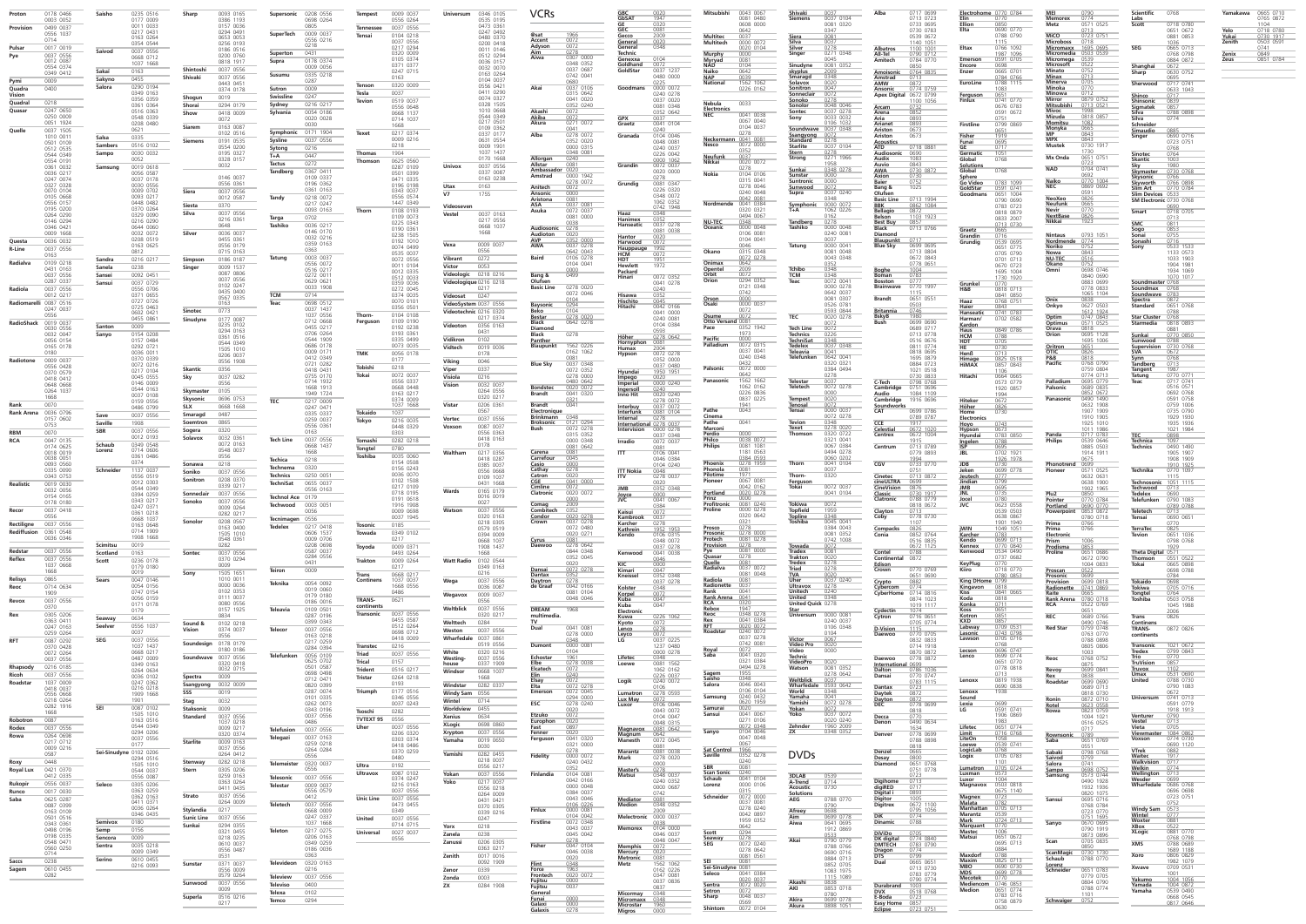Proton 0178 0466 0003 0052
Provision 0499 0037 0556 1037 0714
Pulsar 0017 0019
Pye 0037 0556 0012 0087 0554 0374 0349 0412
Pymi 0009
Quadra Vision 0400
Quadral 0218
Quasar 0247 0650 0250 0009 0051 1924
Quelle 0037 1505 1010 0011 0561 0109 0512 0535 0544 0349 0554 0191 0361 0032 0036 0217 0247 0074 0327 0328 0070 0104 0105 0668 0556 0157 0195 0200 0264 0290 0146 0294 0346 0421 0009 1668
Questa 0036 0032
R-Line 0037 0556 0163
Radialva 0109 0218 0431 0163 0037 0556 0287 0337
Radiola 0037 0556 0012 0217
Radiomarelli 0087 0516 0247 0037 0556
RadioShack 0019 0037 0030 0556 0032 0047 0056 0154 0165 0178 0180
Radiotone 0009 0037 0556 0428 0370 0579 0418 0412 0648 0668 0264 1037 1668
Rank 0070
Rank Arena 0036 0796 0157 0602 0753
RBM 0070
RCA 0047 0135 0174 0625 0018 0019 0038 0051 0093 0560 0335 0090 0343 0753
Realistic 0019 0030 0032 0056 0154 0165 0178 0180
Recor 0037 0418 0556
Rectiligne 0037 0556
Rediffusion 0361 0548 0036 0346
Redstar 0037 0556
Reflex 0037 0556 1037 0668 1668
Relisys 0865
Rex 0714 0634 1909 0747 0454
Revox 0037 0556 0370
Rex 0305 0206 0363 0411 0247 0163 0259 0264 0259
RFT 0087 0292 0370 0428 0217 0264 0037 0412
Rhapsody 0216 0185 0037 0556
Ricoh 0037 0556
Roadstar 0037 0009 0418 0037 0556 0668 0218 0264 0282 1916 1668
Robotron 0087
Rodex 0037 0556
Rowa 0264 0698 0217 0712 0009 0216 0177
Roxy 0448
Royal Lux 0421 0370 0412 0335
Rukopir 0556 0037
Runco 0017 0030
Saba 0625 0287 0087 0399 0163 0109 0501 0516 0343 0361 0498 0196 0198 0335 0548 0471 0560 0250 0714
Saccs 0238
Sagem 0610 0455 0282

Saisho 0235 0516 0177 0009 0011 0033 0217 0431 0163 0264 0714 0544
Saivod 0037 0556 0668 0712 1037 1668
Sakai 0163
Sakyno 0455
Salora 0290 0194 0340 0163 0356 0359 0361 0364 0516 0363 0548 0339 0208 0480 0621
Salsa 0235
Samberg 0516 0102
Sampo 0030 0032 0052
Samsung 0019 0618 0056 0587 0037 0178 0030 0556 0060 0226 0093 0317 0448 0482 0370 0264 0329 0090 0216 0290 0644 0060 0032 0072 0208 0519 0163 0625 0812
Sandra 0216 0217
Sanela 0238
Sansei 0092 0451
Sansui 0037 0729 0556 0019 0218 0371 0556 0102 0247 0435 0400 0567 0435 0725 0463 0602 0451 0455 0861
Santon 0037 0556
Sanyo 0154 0208 0157 0484 0544 0735 0712 0668 0104 0292 0036 0011 0370 0339 0072 0216 0217 0104 0245 0555 0146 0009 0264 0163 0037 0108 0559 0556 0486 0799
Save 0037 0556
Saville 1908
SBR 0037 0556 0012 0193
Schaub Lorenz 0349 0548 0714 0606 0361 0486 0216
Schneider 1137 0037 0556 0519 0012 0033 0544 0349 0394 0259 0343 0217 0247 0371 0361 0218 0668 1037 0163 0648 0714 1909 1908 1668 0019
Scimitsu 0019
Scotland 0163
Scott 0236 0178 0179 0180 0019
Sears 0047 0146 0054 0156 0054 0154 0056 0159 0171 0178 0179
Seaway 0037
Seelver 0556 1037 0370
SEG 0037 0556 1037 1437 0668 0217 0447 0009 0349 0163 0264 0634 0536 0102 0216 0218 1909 1668 1901
SEI 0087 0102 1505 1010 0544 0037 0556 0217 0294 0206 0556 0516 0177
Sei-Sinudyne 0102 0206 0294 0516 1505 1010 0544 0037 0556 0217 0294 0206 0556 0516 0177
Seleco 0305 0206 0363 0259 0362 0163 0411 0371 0036 0264 0346 0435
Semivox 0180
Semp 0156
Sencora 0009
Sentra 0035 0218 0009 0349 0216
Serino 0610 0455 0216 0093

Sharp 0093 0165 0386 1193 0157 0036 0294 0491 0653 0053 0818 0554 0256 0193 0186 0516 0200 0760 0818 1917
Shintoshi 0037 0556
Shivaki 0037 0556 0443 0451 0374 0178
Shogun 0019
Shorai 0294 0179
Show 0418 0009 0072
Siarem 0163 0087 0102 0556
Siemens 0191 0535 0554 0200 0195 0327 0328 0157 0648
Siera 0146 0037 0556 0361 0163
Siesta 0012 0587
Silva 0370 0037 0556 0216 0361 0648
Silver 0036 0037 0455 0361 0556 0179 0715 0163 0812
Simpson 0186 0187
Singer 0009 1537 0087 0806 0037 0556 0102 0247 0435 0400 0567 0435 0725 0463
Sinotec 0773
Sinudyne 0177 0087 0235 0102 0294 0163 0361 0516 0544 0721 1505 1010 0206 0037 0556 1908
Skantic 0356
Sky 0037 0282 0556
Skymaster 0105
Skysonic 0696 0753
SLX 0668 1668
Smaragd 0487
Soemtron 0865
Sogera 0320
Solavox 0032 0361 0072 0163 0548 0037 0556
Sonawa 0218
Sonitron 0037 0556
Sonitron 0208 0370 0319 0217
Sonneclair 0037 0556
Sonoko 0037 0556 0009 0264 0282 0217
Sonolor 0208 0567 0163 0400 0714 1505 1010 0548 0361 0282
Sontec 0037 0556 0370 0294 0009
Sony 1505 1651 1010 0011 0000 0036 0102 0353 0111 0037 0080 0556 0157 1925 0834
Sound & Vision 0218 0374 0037 0556
Soundesign 0178 0179 0180 0186
Soundwave 0037 0556 0320 0418 0501 0587 0712
Spectra 0009
Spectrum 0032 0009
SSS 0019
Stag 0032
Stakonic 0009
Standard 0037 0556 1037 0218 0009 0217 0320 0412 0374 0009 0668 0217 1668
Starlite 0009 0163 0037 0556 0264 0412
Stenway 0282 0218
Stern 0305 0206 0259 0163 0363 0264 0411 0435
Strato 0037 0556 0264 0009
Stylandia 0217
Sunic Line 0037 0556
Sunkai 0294 0355 0321 0455 0218 0235 0610 0037 0556 0487 0531
Sunstar 0371 0037 0556 0009 0579 0264
Sunwood 0037 0556 0009
Superla 0516 0216 0217

Supersonic 0208 0556 0698 0264 0805
SuperTech 0009 0037 0556 0216 0218
Supertron 0431
Supra 0178 0374 0009 0056 0374 0087
Susumu 0335 0218 0287
Sutron 0009
Swissline 0247
Sydney 0216 0217
Sylvania 0054 0186 0020 0028 0030
Symphonic 0171 1904
Synco 0178
Syntax Brillian 0144 1144
Sytong 0216
T+A 0447
Tactus 0272
Tandberg 0367 0411 0109 0349 0196 0362 0361 0163
Tandy 0218 0072 0217 0247 0093 0163
Targa 0702
Tashiko 0036 0217 0146 0170 0032 0216 0359 0163 0363
Tatung 0003 0037 0556 0072 0516 0217 0272 0011 0629 0621 0033 1908 0247 0011 0217
TCM 0714
Teac 0698 0512 0037 1437 1037 0556 0178 0712 0668 0455 0217 0706 0264 0544 1909 0264 0394 0686 0178 0009 0171 0412 0349 0721 0282 0418 0431 0755 0170 0714 1932 1668 0349 1949 1724
TEC 0217 0009 0247 0471 0335 0337 0259 0037 0556 0361 0163
Tech Line 0037 0556 0668 1437 1668
Techica 0218
Technema 0320
Technics 0250 0051
TechniSat 0655 0037 0556 0163
Technol Ace 0179
Techwood 0003 0051 0056
Tecnimagen 0556
Tedelex 0217 0418 0606 1537 0009 0706 0009 0216 0698 0587 0037 0284 0556 0431
Teion 0009
Teknika 0054 0092 0019 0060 0179 0180 0186 0016
Telealia 0019 0501 0287 0196 0399 0163
Telecor 0037 0556 0163 0218 0272 0259 0284 0394
Telefunken 0056 0109 0625 0702 0501 0587 0698 0498 0712 0471 0820 0399 0287 0074 0101 0335 0262 0073 0343 0196 0498 0486
Telefusion 0037 0556
Telegazi 0037 0163 0259 0218 0264 0284 0556
Telemeister 0320 0037 0556
Telesonic 0037 0556
Telestar 0009 0037 0556 0579 0412
Teletech 0037 0556 0668 0009 0247 0037 1037 1668
Teleton 0217 0275 0206 0163 0349 0259 0282 0093
Televideon 0320 0163 0216
Teleview 0037 0556
Televiso 0400
Telexa 0102
Temco 0294

Tempest 0009 0037 0556 0264
Tennessee 0037 0556
Tensai 0104 0218 0037 0556 0210 0418 0217 0294 0320 0009 0105 0374 0371 0377 0247 0715 0163
Tenson 0320 0009
Tesla 0037
Teviron 0519 0037 0556 0043 0556 0648 0668 1137 0714 1037 1668
Texet 0217 0374 0009 0216 0218
Thomas 1904
Thomson 0625 0560 0287 0109 0501 0399 0471 0335 0196 0198 0343 0037 1037 0196 0102 1010 0074 0499 0535 0037 0072 0556 0011 0104 0512 0033 0359 0036 0272 0045 0374 0035 0070 0101 0356 0501 0104 0108
Thorn-Ferguson 0109 0192 0198 0193 0361 0335 0499 0073 0035 0109 0036 0035 0070 0102 1508 0719 0109 0718 0915 1916 1908 0009 0008 0037 1945
Tokai 0037 0556 0163 0218
Tokyo 0216 0218 0037 0556
Tomashi 0282 0218
Tongtel 0780
Toshiba 0035 0060 0154 0508 0156 0243 0036 0070 0102 1508 0217 0109 0718 0195 0191 0618 1916 1908 0009 0008 0037 1945
Tosonic 0185
Towada 0349 0102 0217
Toyoda 0009 0371 0493 0264 0547 0485
Trakton 0009 0264 0217
Trans Continens 0668 0217 1037 0556 1668 0556 0460
Transonic 0037 0556 0455 0587 0512 0264 0698 0712 0418 0009
Transtec 0216
Triad 0037 0556
Trical 0157
Trident 0516 0217
Tristar 0264 0218 0193
Triumph 0177 0516 0346 0556 0037 0243
Tuorschi 0282
TVTEXT 95 0556
Uher 0037 0556 0206 0320 0303 0374 0418 0486 0370 0259 0480
Ultra 0192
Ultravox 0087 0102 0374 0247 0216 0163 0037 0556
Unic Line 0037 0556 0473 0455 0349
United 0037 0556 0714 0715
Universal 0027 0037 0556

Universum 0346 0105 0535 0195 0473 0361 0247 0369 0480 0370 0208 0418 0011 0146 0512 0264 0104 0218 0037 0556 0217 0294 0320 0009 0105 0374 0371 0377 0247 0715 0163 0264 0556 0741 0247 0680
Univox 0037 0556 0337 0087 0163 0238
Utax 0163
V7 1755
Videoseven
Vestel 0037 0163 0217 0556 0668 1037 1668
Vexa 0009 0037 0556
Vibrant 0272
Victor 0053
Videologic 0218 0216
Videologique 0216 0218 0217
Videomagic 0264 0247
VideoSystem 0037 0556
Videotechnic 0216 0320 0217 0374
Videoton 0556 0163 0431
Vidikron 0102
Vidtech 0019 0036 0178
Viking 0046
Viper 0337
Visiola 0216
Vision 0052 0037 0264 0556 0320 0217
Vortec 0037 0556
Voxson 0087 0037 0556 0363 0418 0163 0178
Waltham 0217 0356 0418 0387 0385 0037 0556 0668 0109 1037 0431 1668
Wards 0165 0179 0016 0019 0027
Watson 0037 0556 0320 0163 0218 0305 0579 0519 0394 0037 0472 0480 0216 0420 0668 1037 0264 1668
Watt Radio 0102 0544 0349 0163 0216
Wega 0037 0556 0036 0087 0009 0037 0556
Weltblick 0037 0556 0320 0217
Weltech 0284
Weston 0037 0556
Wharfedale 0037 0556 1037 0668 1668
White Westinghouse 0208 0556 0037 0337 1909
Windsor 0668 1037 1668
Windstar 0282 0037
Windy Sam 0556
Wintel 0714
Worldview 0455
Xenius 0634
Xiron 0281 0488
XLogic 0698 0860
Xrypton 0037 0556
Yamaha 0019 0650 0030
Yamishi 0282 0455 0218 0037 0556 0217
Yokan 0037 0556
Yoko 0217 0037 0556 0218 0264 0009 0163 0371 0359 0264 0412
Yorx 0218
Zanela 0238
Zanussi 0206 0305 0163 0217 0217
Zenith 0017 0016 0092 1909
Zenor 0339
Zonda 0003
ZX 0284 1908

# VCRs

8sat 1966
Accent 0072
Adyson 0072
Aim 0278
Aiwa 0307 0000 0348 0352 0037 0587 0742 0041 0680
Akai 0037 0106 0041 0056 0348 0352 0041 0280 0352 0280 0041 0280 0061 0041
Akashi 0072
Akiba 0072
Akura 0271 0072 0041
Alba 0278 0072 0352 0020 0000 0315 0348 0081
Allorgan 0104
Allstar 0081
Ambassador 0072
Amstrad 0000 1942 0315 0072
Anitech 0072
Ansonic 0000
Aristona 0081
ASA 0037 0081
Asuka 0072 0037 0081 0000 0038
Audiosonic 0278
Audioton 0020
AVP 0352 0000
AWA 0037 0278 0642 0043
Baird 0106 0278 0104 0041 0000 0081
Bang & Olufsen 0000
Basic Line 0278 0020 0072 0046 0352
Baycom 0104
Beko 0104
Bestar 0278 0020
Black Diamond 0278
Black Panther 0278
Blaupunkt 1562 0226 0162 1562 0081 0432
Blue Sky 0037 0348 0072 0352 0352 0278 0000 0480 0642
Bondstec 0020 0072
Brandt 0041 0320 0000
Brandt Electronique 0041
Brinkmann 0348
Brionvega 0121 0294 0081
Bush 0072 0278 0315 0352 0000 0348 0163 0178
Carena 0081
Carrefour 0045
Casio 0000
Catron 0072
CGE 0041 0000
Cimline 0352 0072
Clatronic 0020 0072
Comag 0009
Combitech 0352
Condor 0020 0278
Crown 0037 0278 0072 0480 0020 0271 0352 0278
Cyrus 0081
Daewoo 0278 0072 0844 0348 0352 0045 0020
Dansai 0072 0037 0020
Dantax 0352
Daytron 0278
de Graaf 0042 0166 0481 0104 0048 0046
DREAM multimedia 1968
DTV 0278
Dual 0041 0081 0278 0000 0348
Dumont 0000 0081 0104
Echostar 1961
Elbe 0278 0038
Elcatech 0072
Elin 0240
Elsay 0072
Elta 0072 0278
Emerson 0037 0045 0294 0000 0072 0348
ESC 0278 0240 0352
Etzuko 0072
Europhon 0020
Fast 0697
Fenner 0020
Ferguson 0041 0320 0321 0000 0081
Fidelity 0000 0072 0240 0432
Finlandia 0104 0081 0042 0166 0000 0048 0384 0037 0043 0046 0106 0226
Finlux 0000 0081 0042
Firstline 0072 0348 0043 0037 0045 0042 0278
Fisher 0047 0104 0046 0043 0037 0048 0042
Flint 0348
Fonse 1963
Frontech 0020 0072
Fujitsu 0000
Fujitsu General 0037
Funai 0000
Galaxi 0000
Galaxis 0278

GBC 0020
GBSAT 1947
GE 0000 0081
GEC 0081
Gecco 0081
General 0020
Generol 0020 0104
Geniiy 0348
Genexxa 0104
Goldhand 0072
GoldStar 0037 1237 0480 0000 0037
Goodmans 0000 0072 0240 0278 0037 0020 0081 0348 0352 0642
GPX 0037
Graetz 0041 0104 0240
Granada 0104 0046 0042 0081 0240 0037 0226 0042 0000 1962
Grandin 0072 0037 0020 0000 0278
Grundig 0081 0347 0226 0320 0348 0072 1962 0352 1162 1948
Haaz 0348
Hanimex 0352
Hanseatic 0037 0278 0081 0038
Hantor 0020
Harwood 0072
Hauppauge 1902
HCM 0072
HDT 1951
Hewlett Packard 1962
Hinari 0072 0352 0041 0278 0348
Hisawa 0352
Hitachi 0042 0166 0041 0000 0240 0081 0104 0384 0593
Höher 0278 0642
Hornyphon 0081
Humax 2004
Hypson 0072 0278 0352 0000 0037 0480
Hyundai 1950 1951
Impego 0020
Imperial 0000 0240
Ingersol 0240
Inno Hit 0020 0240 0278 0072 0081
Interbuy 0037 0072
Interfunk 0081 0104
Internal 0278
International 0278 0037
Intervision 0000 0278 0037 0348
Irradio 0072 0037 0081
ITT 0106 0041 0104 0043 0046
ITV 0278 0037
JVC 0067 0081 0041 0104 0000 0226
JMB 0352 0348
Joyce 0000
Kaisui 0072
Kambrook 0037
Karcher 0278
Kathrein 1952 1953
Kendo 0106 0315 0348 0072 0020 0278 0037 0046
Kenwood 0041 0038 0046
KIC 0000
Kimani 0047
Kneissel 0352 0348 0037 0278
Kolster 0348
Korpel 0072
Kuba 0047
Kyoto 0072
Lenco 0072
LG 0037 0225 1237 0480 0000 0278
Lifetec 0348
Lloyd 0000 0072
Logik 0240 0072 0106
Lumatron 0278 0593
Lux May 0072
Luxor 0106 0046 0043 0072 0104 0047 0348 0315 0352
Magnavox 0081 0642
Magnum 0642
Manesth 0072 0045 0081 0352
Marantz 0081 0038
Mark 0278 0020
Master's 0278
Matsui 0037 0240 0352 0045 0020 0348 0072 0361
Mediator 0081
Medion 0348 0352 0278
Melectronic 0000
Memorex 0104 0000 0037 0046 0048 0047 0240
Memphis 0072
Mercury 0037
Metronic 0081
Metz 1562 0162 0226 0081 0641 0037 0036 0352 0278
Micromaxx 0348
Microstar 0348
Minerva 0162 1562
Migros 0000

Mitsubishi 0043 0067 0081 0480 0608 0000 0642
Multitec 0072
Multitech 0000 0072 0020 0104
Murphy 0000
Myryad 0081
NAD 0104
Naiko 0642
NAP 0039
National 1562 1562 0226 0162
Nebula Electronics 1950
NEC 0041 0038 0067 0040 0104 0037 0048
Neckermann 0041 0081 0000 0352
Neufunk 0020
Nikkai 0020 0072 0278
Nokia 0104 0106 0315 0041 0278 0046 0240 0048 0042 0081
Nordmende 0041 0384 0320 0321 0000 0104
NU-TEC 0348
Oceanic 0000 0048 0106 0081 0104 0041 0046
Okano 0315 0348 0072 0278
Onimax 0642
Optimus 0000
Orbit 0072
Orion 0294 0352 0121 0348 0240
Orson 0000
Osaki 0000 0037 0072
Osume 0072
Otto Versand 0081
Palsat 1942 1973
Pacific 0000
Palladium 0072 0315 0037 0041 0240 0348 0432
Panasonic 0642 1562 0162 0226 0836 0837 0225
Pathe Cinema 0048
Pathe Marconi 0041
Perdio 0000
Philco 0038 0072
Philips 0081 1081 1181 0563 0384 0593
Phocus 1953 1959
Phonola 0081
Pioneer 0067 0081 0042 0163 0081 0352 0240
Portland 0020 0278
Prinz 0000
Profitronic 0081 0240
Proline 0000 0240
Prosonic 0072 0278
Protech 0081 0278
Provision 0072 1125
Pye 0081
Quasar 0162
Quelle 0081
Radialva 0072 0081
Radiola 0081 0348
Radiomarelli 0081
Rank 0240
RCA 0320
Realistic 0037 0000 0104 0043
Rex 0041
RFT 0072 0020
Roadstar 0240 0072 0037 0278
Royal 0072
Saba 0041 0320 0321 0384 0594 0000
Sagem 1955
Saisho 0240 0072
Salora 0046 0043 0104
Samsung 0240 0432 1659 0352 0278
Sansui 0000 0037 0067 0271 0106 0271 0348
Sanyo 0048 0104 0240 0047 0046 0045
Sat Control 1956
Saville 0352 0240
SBR 0081
Schaub Lorenz 0347 0041 0000 0104
Schneider 0072 0000 0081 0020 0352 0278 0348 0240 0642 0067 1959 0352
Scott 0294
Seaway 0278
SEG 0072 0000 0240 0352 0642
SEI 0081
Sei-Sinudyne 0081
Seleco 0041 0000 0020 0104
Semp 0045
Sentra 0072
Serino 0072
Sharp 0047 0569 0352

Shivaki 0037
Shintoshi 0000 0352 0037
Siemens 0037 0104 0048 0081 0320 0347
Siera 0081
Silva 0037
Silver 0278
Singer 0271 0348 0081
Sinudyne 0081 0352
Smaragd 0348
Solavox 0000
Sonitron 0240
Sonoko 0278
Sontec 0037
Sony 0033 0032 0106 0332
Soundwave 0348
Saangyong 0072
Standard 0000 0278 0352 0237
Starlite 0000
Stern 0278
Strong 1966
Sunkai 0271 1966
Sunstar 0020
Suntronic 0020
Sunwood 0072
Sunwood 0000 0278
Symphonic 0000 0072
T+A 1062 0226 0081
Tandberg 0278
Tashiko 0000 0048 0240 0081 0037
Tatung 0000 0041 0081 0043 0046 0048
TCM 0348
Teac 0072 0041 0000 0278 0037 0348 0081 0642
TEC 0020 0278
Tech Line 0278
Technics 0226
TechniSat 0072
Teleavia 0041 0352
Telefunken 0642 0041 0320 0321 0384 0594 0000
Telestar 0037
Teletech 0072 0278 0020
Tempest 0020
Tenosal 0072
Tensai 0000 0037 0072 0278 0000
Tevion 0348 0041 0240 0037
Texet 0278 0020
Thomson 0041 0320 0321 0384 0594 0000
Thorn 0043 0041 0072 0081 0000
Thorn-Ferguson 0320
Tokai 0352 0348
Tonsai 0037 0352
Toshiba 0043 0081 0041 0240 0045 0594 0320
Towada 0072
Tradex 0081
Triad 0278
Tristar 0278
TVA 0020
Uher 0037 0240
Ultravox 0278
Unitech 0240
Universum 0348 0081 0000 0037 0106 0348
Victor 0067
Video Pro 0000
Video Tech 0000
VideoPro 0000
Videon 0278
Watson 0081 0352 0278 0642
Weltblick 0037
Wharfedale 0593 0642
World 0348
Yamaha 0041 0081 0038
Yamishi 0278
Yokan 0278
Yoko 0037 0278 0348
Zehnder 1962 2007
ZX 0348 0352

# DVDs

3DLAB 0539
A-Trend 0714
Acoustic Solutions 0730
AEG 0788 0770 0790 0770 0695
Affinity 0698
Afreey 0695
Aim 0788 0778
Aiwa 0641 0695 1912 0869 0533
Akai 0790 0779 0788 0766 0699 0715 0770 0695 0705 0738 0673 0715 0764 0741
Akashi 0788
Akiba 0553 0778
Akira 0898 1051 0695 0751
Akura 0898 1051

Alba 0717 0699 0713 0723 0713 0695 0730 0783 0539 0672 0790 1140 1051
Albatros 1100 1001
All-Tel 0790 0712
Amitech 0784 0770 0850
Amoisonic 0754 0835
Amstrad 0713
AMW 0672
Ansonic 0774 0759
Apex Digital 0672 0799 1100 1056
Arcam 0626
Arena 0852
Aria 0893
Arisma 0883
Arnet 0695
Aston 0673
Asuka 0836
Auchan 0698 0730 0695
Audiosonic 0695
Audix 0843
AWA 0730 0872
Axion 0730
Bang & Olufsen 1025
Basic Line 0713 1994
BBK 1062 1084
Bellagio 0872
Belson 1103 1923
Best Buy 0857
Bluesky 0713 0766
Blue Sky 0695 0695 0713 0884 0672 0843 0783 0672 0713 0695 0884 0705 0741 0751 0730 0695 0745
Bogner 1004
Boman 0783
Bosston 0777
Brainwave 0770 1997 0777
Brandt 0651 0551 0503
Britannia 0746
Bush 0783 0695 0690 0717 0713 0778 0516 0676 0811 0774 0818 0695 1695 0879 0818 0730 0833
C-Tech 0798 0768
Cambridge Audio 1070 0896 0458 1109
Cambridge Soundworks 1116 0696
CAT 0699 0786 0789 0787
CCE 1117
Celestial 0672 1020
Centrex 0707 1072
Centrum 1115 0713 0789 0779 0893 0695
CGV 0733 0770 0793
Cinetec 0713 0872
cineULTRA 0699
Clarion 0783
Classic 0730 1917
Clatronic 0788 0779 0818 0672
Clayton 0713
Coby 0778 0730 1107
Compacks 0826
Conia 0852 0764 0516 0835 0672 1125
Contel 0788
Continental Edison 0672
Crown 0770 0769 0651 0690
Crypto 0882
Cybercom 0774
CyberHome 0714 0816 0874 1023 1019 1117
Cytech 1074
Daewoo 0770 0705 0705 0774 0832 0833 0714 1918 0870 0872 0705
Daewoo 0779 0872
International 0699
Dalton 0788 1036
Dansai 0770 0747 0783 1115
Dantax 0723
Dayton 0872
Daytron 0872
DEC 0778 0699 0818
Decca 0770
Denon 0490 0634 0717
Denver 0778 0699 0788 0898 0818
Denzel 0805
Desay 0800
Diamond 0651 0768 0751 0778
Digitor 0723
DigiFID 0770
Digital 0899
Digitrex 0672 1100 0795 1056
Digix 0783 0835
DK Digital 0883
DMTECH 0783 0790
Dragon 0734
DTS 0799
Dual 0790 0713 0730 0779
Durabrand 0713 0778
DVX 0518 0768
E-Boda 0786
Easy Home 0857
Eclipse 0253 0751

Electrohome 0770 0784
Elin 0770
Elta 0770 0690 0770 0715 0770 0783 0779
Eltax 0760 1092 1987 1096 0737 0765 1098 0830 0784 0766
Emerson 0591 0778
Encore 0698
Enzer 0805 0701
Euro Line 0788 1115 1083
Ferguson 0651
Finlux 0741 0770 0676 0783 0591 0672 0751
Firstline 0799 0869 0651
Fisher 1919
Funai 0695
GE 0717 1051
Germatic 0764
Global Solutions 0768
Global Sphere 0768
GoldStar 0741 0591 0690 0783 0869 1099 0591 0741
Goodmans 0651 1004 0790 0690 0783 0723 0818 0879 0833 2007 0713 0730 0665
Gracetz 0665
Grandin 0716
Grundig 0539 0695 0651 0775 0705 0713 0779 0695 0713 1695 1004 0779 1730 1920
Grunkel 0770 0779
H&B 0818 0713 0841 0850
Haaz 0768 0751 0843
Haier 0873 0783
Hanseatic 0741 0783
Harman/Kardon 0702 0568
Haus 0840 0786
HCM 0788
HE 0695
HE 0730
Hema 0833
Himage 0825 0518
HiMAX 0857 0843 1106
Hitachi 0664 0665 0573 0779 1920 0857 1994
Hiteker 0672
Höher 0826
Home 0730
Technics 0730
Hoyo 0743
Hypson 0673
Hyundai 0783 0850 0528
iDef 0695
JBL 0702 1921 1926 1978
JDB 0730
Jeken 0699 0778
Jeutech 0717
Jindian 0799
JMB 0695
JOL 0735
Jocel 0780
JVC 0623 0558 0539 0503 0636 0867 1901 1940
JWIN 1049 1051
Karcher 0783
Kendo 0699 0713
Kennex 0770 0840
Kenwood 0534 0490 0737 0682
Kiiro 1904
KeyPlug 0770
Kiiro 0718 0770
Kingavon 0780 0853
King Hihome 0799
Kingavon 0818
Kiss 0841 0665
Koda 0818
Konka 0811
Kontakt 0818
Kontron 0851
KXD 0857
Labway 0709 0531
Lasonic 0743 0798
Lawson 0705 0716 0768
Lecson 0696 0747
Lenco 0699 0774 0651 0770 0779 0818 0713
Lenoxx 0819 1938 0690 0838
Lesoni 0699
LG 0591 0741 1906 0869 1983
Lifetec 0651 0774
Limit 0716 0768
LiteOn 1058 1158
Loewe 0539 0741 0862
LogicLab 0768
Logix 0705 0783 1101
Lumtron 0730 0724
Luxman 0573
Luxor 0651 0798
Magnavox 0503 0818 1932 0675 1140
Magnex 0723
Malata 0782
Manhattan 0705 0713
Marantz 0539
Mark 0724 0713 0770
Marquant 0770
Mastec 1006
Matsui 0651 0672 0695 0713 0705
Maxdorf 0788
Maxim 0825 0713
MBO 0690 0730
MDS 0713 0770
Mecotek 0788
Medion 0746 0853 0851 0716 0783 0716 0758 0870 0630

MEI 0790
Memorex 0774 0571 0525 0713
Metz 0539
MICO 0723 0751 0770 0718
Micromaxx 0695 0695 0651 0533 0539
Micromedia 0539
Microsoft 0522
Minato 0852
Minoka 0713
Minerva 0705
Minoka 0770
Minowa 0674
Mirror 0713
Mitsubishi 0713 0521
Mivoc 1998
Mizuda 0818 0857 0751
Momitsu 1082
Monyka 0805
MP 0843
MPX 0843
Mustek 0730 1917 1730
Mx Onda 0651 0751 0723
NAD 0704 0741 0692
Naiko 0770 1004
NEC 0869 0692 0591
NeoXeo 0826
Neufunk 0695
Nevir 0770
NextBase 0826
Nikkai 1923

Nintaus 0793 1051
Nordmende 0774
Norcent 0752
Noriko 0843
NU-TEC 0516
Okano 0752
Omni 0698 0746 0840 0690 0883 0699 0718 0833 1065 1104
Onix 0838
Onkyo 0627 0503 1612 1924
Optim 0747 0855
Optimus 0571 0525
Orava 0818
Orion 0695 1128 1695 1006
Oritron 0651
OTIC 0690
P&B 0818
Pacific 0768 0790 0759 0804 0774 0713 0695 0779
Palladium 0695 0779
Palsonic 0689 0835 0852 0672
Panasonic 0490 1490 0632 1908 1490 0490 1910 1905 1929 1010 1011 1986 0703 0787
Panda 0717 0783
Philips 0539 0646 0885 0503 1914 1911 0675
Phonotrend 0699
Pioneer 0571 0525 0632 0631 0490 1907 0638 1900 1902 1965
Plu2 0699
Pointer 0770 0784
Portland 0690 0770
Powerpoint 0853 0872 0780 0718
Prima 0766
Primare 0766
Prime 0651 1036
Prism 1006
Prodisma 0853
Proline 0651 0686 0672 0790 1004 0833
Proscan 0522
Prosonic 0699
Provision 0699 0818
Radiotone 0741 0869
Raite 0768
Rank Arena 0780 0718
RCA 0522 0769 0651
REC 0780 0766 0490 0766
Red Star 0759 0746 0699 0770 0788 0898 0805 0806 1003
Reoc 0768 0752 0675
Revoy 0699 0843
Rex 0838
Roadstar 0699 0690 0689 0713 0672 0818 0730
Ronin 0872 0710 0623 0558
Rotel 0598 0760
Rowa 0673 0759 1004 1021 0516 0525 0713
Rownsonic 0784
Saba 0651 0769 0551
Sabaki 0788 0768
Saivod 0759
Salora 0741
Sampo 0698 0752
Samsung 0573 0744 0490 1928 1932 1936 0820 1075
Sansui 0695 0716 0768 0784 0783 0699 0751 1665
Sanyo 0670 0695 0790 1919 0673 0896 0783 0695 0699 0713 0695 0778 0533 0835 0850 0713 0770 1689 1188
ScanMagic 0730 1730
Schaub Lorenz 0788
Schneider 0651 0783 0770 0705 0699 0778 0713 0784 0774 1101
Schwaiger 0752

Scientific Labs 0768
Scott 0718 0780 0651 0672 0881 0853 1036
SEG 0673 0705 0768 0798 0695 0783 0840 0713
Shanghai 0672
Sharp 0630 0752 0695
Sherwood 0717 0741 0633 1043
Shinco 0717
Shinsonic 0839
Silva 0857
Silva 0788 0898
Sinotec 0774
Schneider 0883
Sinotec 0773
Sinudyne 0885
Singer 0690 0716 0723 0751 1106
Sinotec 0768
Skantic 1003
Sky 1980
Skymaster 0730 0768
Skyworth 1051
Slim Art 0766 0898
Slim Art 0770 0784
Slim Devices 0553
SM Electronic 0730 0768
Smart 0718 0705 0713
SMC 0851
Sogo 0853
Sonai 0755
Sonashi 0716
Sony 0533 1533 1133 0573 1033 1903 1904 1981 1934 1069 1070 1017
Soundmaster 0768
Soundmax 0768
Soundwave 0783
Spectra 0872
Standard 0651 0768 0788
Star Cluster 0788
Starmedia 0818 0853
Sunkai 0770 0850
Supervision 0768 0788
Sunwood 0779
Sunwood 0770
Swiss 0768
Tandberg 0713
Tangent 1987
Tatung 0770 0771
Teac 0717 0741 0516 0571 0692 0768 0591 0758 0759 1006 0775 0790 1929 1930 1915 1936 1021 1984
TEC 0898
Technica 1097
Technics 0490 1490 1905 1907 1908 1909 1910 1925
Technika 0770 0779
Technosonic 1051 1115
Techwood 0713
Tedelex 0770
Telefunken 0770 1083 0789 0788
Teletech 0770 1115
Tensai 0690 0651 0770
Tevion 0651 1036 0798 0768
Theta Digital 0571
Thomson 0551 0522 0665 0898 0798 0784
Tokai 0698 0788
Tokaido 0826
Tokiwa 0705 0716
Toshiba 0503 0758 1045 1988 2005
Trans-Continens 0872 0826
Transonic 0721 0672
Tredex 0799 0843
Tristar 0716
TruVision 0857
Tsenoa 1102
Umax 0531 0690
United 0730 0768 0790 1083
Universum 0741 0713 0723 1918
Venturer 0713
Vestel 0713
Vieta 0705
Viewmaster 0884 0862
Vitec 0730 0690 1120
VTrek 0689
Waitec 0770
Walkvision 0717
Waltham 0705
Wellington 0713
Wesder 0699
Wharfedale 0686 0768 0698 0723 0751 0752
Windy Sam 0751
Woxter 0821
Wiser 0882
X-Logic 0881 0770 0768 0798
XMS 0788 0689 0784 1084
Xoro 0806 0829 1982 1079
Xwave 0709 0531 1001
Yakumo 1004 1056 0720 0774
Yamada 0539 0490 0668 0545 0817 0646

Yamakawa 0665 0710 0765 0872 1104
Yelo 0718 0780
Yukai 0730 1917 1730
Zenith 0503 0591 0741
Zenix 0849
Zeus 0851 0784